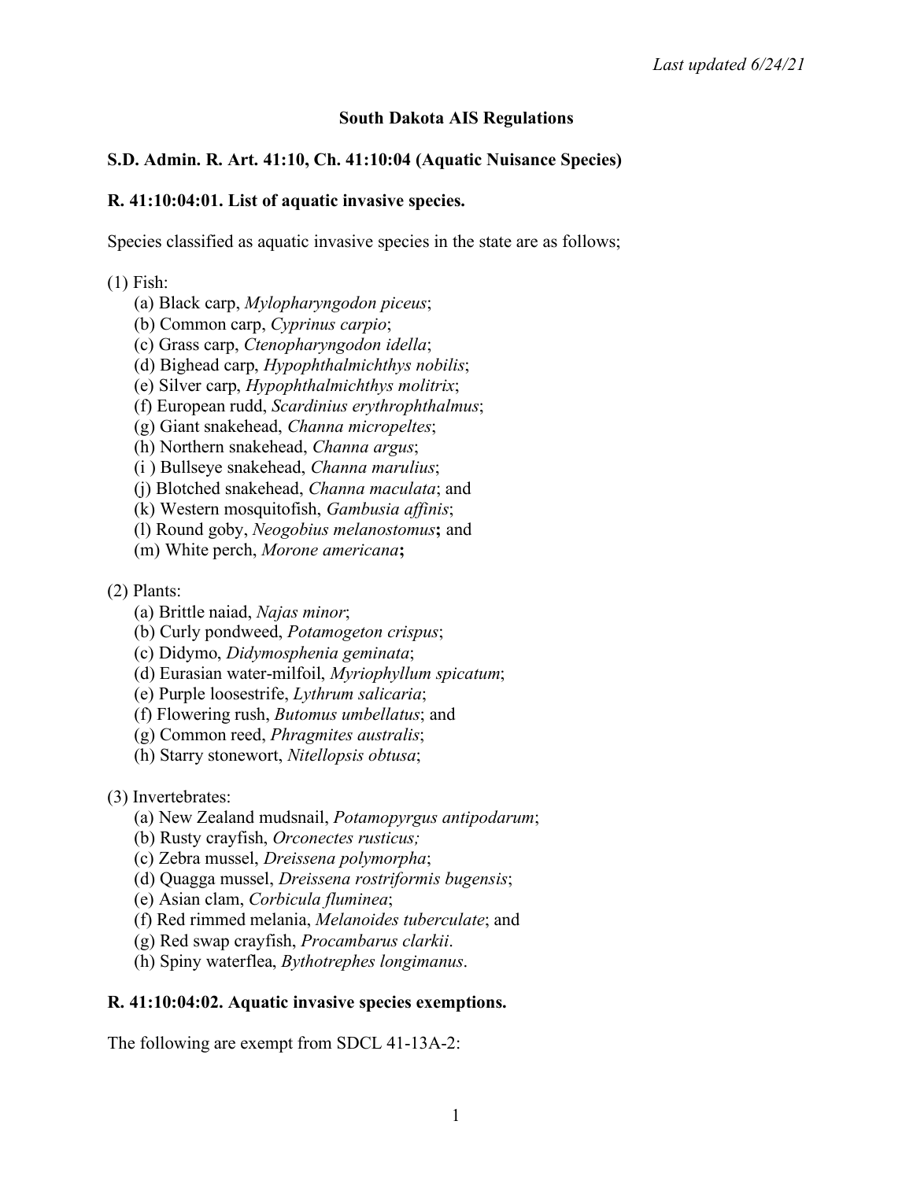*Last updated 6/24/21*

**South Dakota AIS Regulations**

**S.D. Admin. R. Art. 41:10, Ch. 41:10:04 (Aquatic Nuisance Species)**

**R. 41:10:04:01. List of aquatic invasive species.**

Species classified as aquatic invasive species in the state are as follows;

(1) Fish:

(a) Black carp, *Mylopharyngodon piceus*;
(b) Common carp, *Cyprinus carpio*;
(c) Grass carp, *Ctenopharyngodon idella*;
(d) Bighead carp, *Hypophthalmichthys nobilis*;
(e) Silver carp, *Hypophthalmichthys molitrix*;
(f) European rudd, *Scardinius erythrophthalmus*;
(g) Giant snakehead, *Channa micropeltes*;
(h) Northern snakehead, *Channa argus*;
(i ) Bullseye snakehead, *Channa marulius*;
(j) Blotched snakehead, *Channa maculata*; and
(k) Western mosquitofish, *Gambusia affinis*;
(l) Round goby, *Neogobius melanostomus*; and
(m) White perch, *Morone americana*;

(2) Plants:

(a) Brittle naiad, *Najas minor*;
(b) Curly pondweed, *Potamogeton crispus*;
(c) Didymo, *Didymosphenia geminata*;
(d) Eurasian water-milfoil, *Myriophyllum spicatum*;
(e) Purple loosestrife, *Lythrum salicaria*;
(f) Flowering rush, *Butomus umbellatus*; and
(g) Common reed, *Phragmites australis*;
(h) Starry stonewort, *Nitellopsis obtusa*;

(3) Invertebrates:

(a) New Zealand mudsnail, *Potamopyrgus antipodarum*;
(b) Rusty crayfish, *Orconectes rusticus;*
(c) Zebra mussel, *Dreissena polymorpha*;
(d) Quagga mussel, *Dreissena rostriformis bugensis*;
(e) Asian clam, *Corbicula fluminea*;
(f) Red rimmed melania, *Melanoides tuberculate*; and
(g) Red swap crayfish, *Procambarus clarkii*.
(h) Spiny waterflea, *Bythotrephes longimanus*.

**R. 41:10:04:02. Aquatic invasive species exemptions.**

The following are exempt from SDCL 41-13A-2: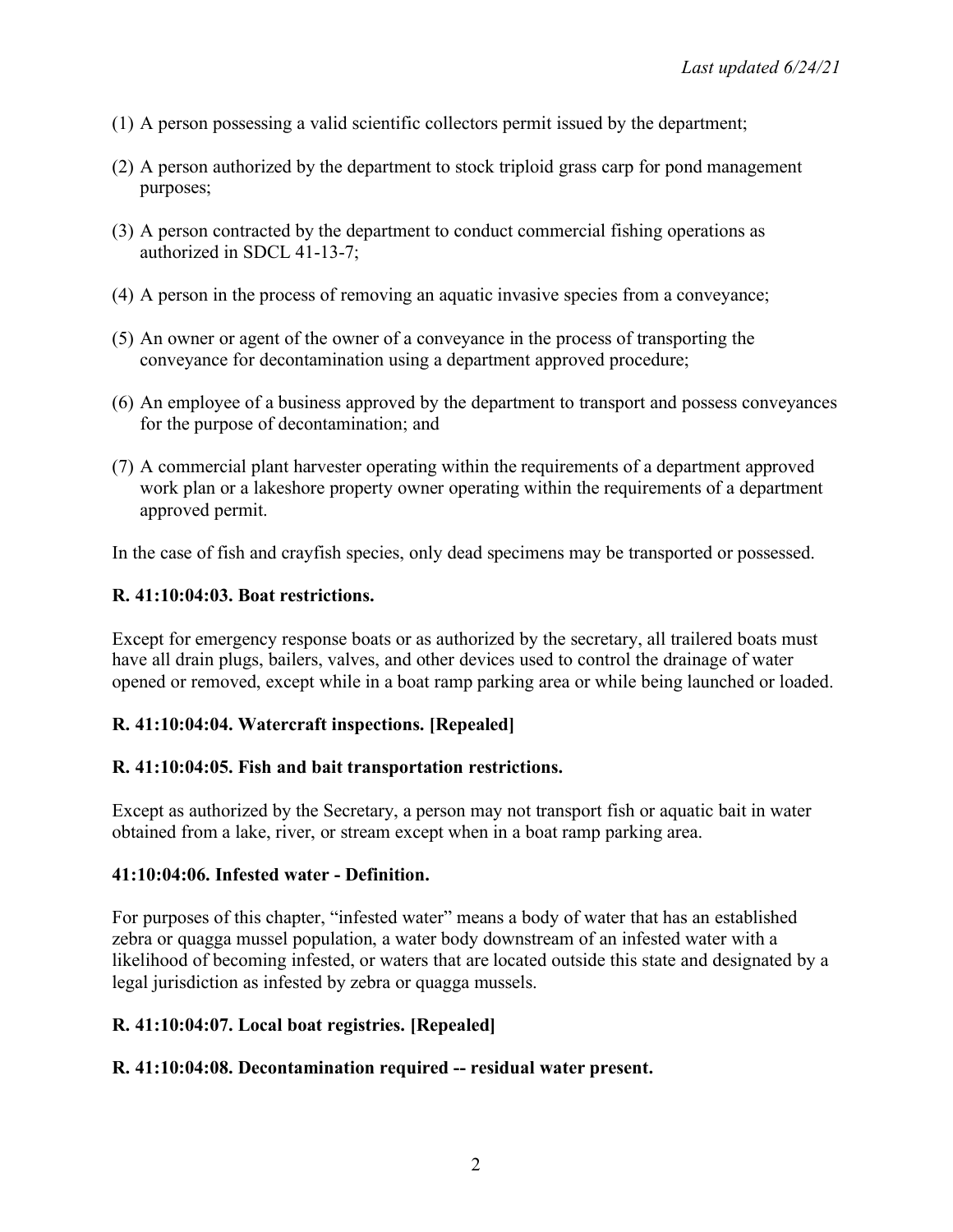*Last updated 6/24/21*

(1) A person possessing a valid scientific collectors permit issued by the department;

(2) A person authorized by the department to stock triploid grass carp for pond management purposes;

(3) A person contracted by the department to conduct commercial fishing operations as authorized in SDCL 41-13-7;

(4) A person in the process of removing an aquatic invasive species from a conveyance;

(5) An owner or agent of the owner of a conveyance in the process of transporting the conveyance for decontamination using a department approved procedure;

(6) An employee of a business approved by the department to transport and possess conveyances for the purpose of decontamination; and

(7) A commercial plant harvester operating within the requirements of a department approved work plan or a lakeshore property owner operating within the requirements of a department approved permit.

In the case of fish and crayfish species, only dead specimens may be transported or possessed.

**R. 41:10:04:03. Boat restrictions.**

Except for emergency response boats or as authorized by the secretary, all trailered boats must have all drain plugs, bailers, valves, and other devices used to control the drainage of water opened or removed, except while in a boat ramp parking area or while being launched or loaded.

**R. 41:10:04:04. Watercraft inspections. [Repealed]**

**R. 41:10:04:05. Fish and bait transportation restrictions.**

Except as authorized by the Secretary, a person may not transport fish or aquatic bait in water obtained from a lake, river, or stream except when in a boat ramp parking area.

**41:10:04:06. Infested water - Definition.**

For purposes of this chapter, "infested water" means a body of water that has an established zebra or quagga mussel population, a water body downstream of an infested water with a likelihood of becoming infested, or waters that are located outside this state and designated by a legal jurisdiction as infested by zebra or quagga mussels.

**R. 41:10:04:07. Local boat registries. [Repealed]**

**R. 41:10:04:08. Decontamination required -- residual water present.**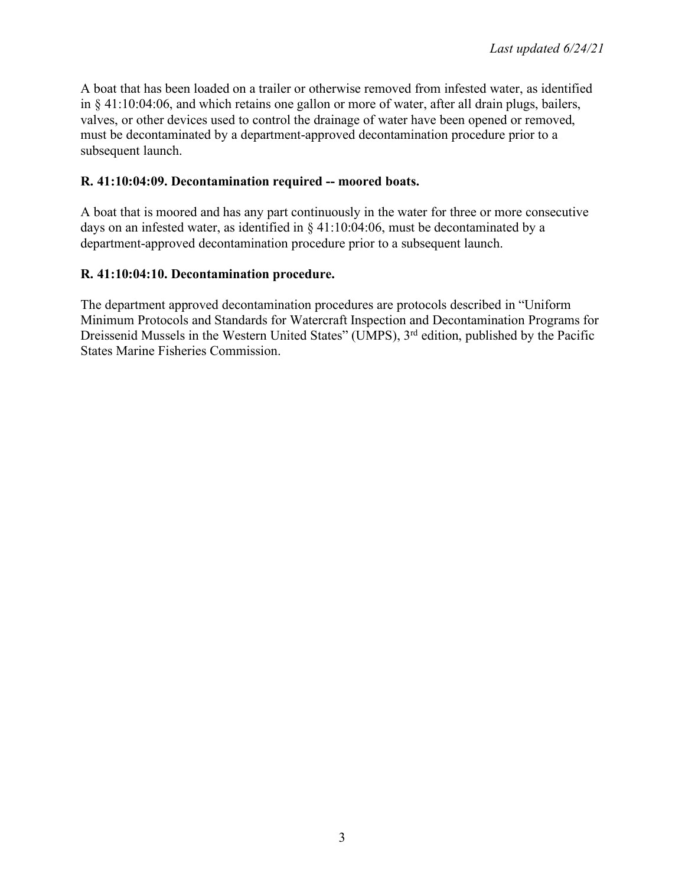A boat that has been loaded on a trailer or otherwise removed from infested water, as identified in § 41:10:04:06, and which retains one gallon or more of water, after all drain plugs, bailers, valves, or other devices used to control the drainage of water have been opened or removed, must be decontaminated by a department-approved decontamination procedure prior to a subsequent launch.

**R. 41:10:04:09. Decontamination required -- moored boats.**

A boat that is moored and has any part continuously in the water for three or more consecutive days on an infested water, as identified in § 41:10:04:06, must be decontaminated by a department-approved decontamination procedure prior to a subsequent launch.

**R. 41:10:04:10. Decontamination procedure.**

The department approved decontamination procedures are protocols described in "Uniform Minimum Protocols and Standards for Watercraft Inspection and Decontamination Programs for Dreissenid Mussels in the Western United States" (UMPS), 3rd edition, published by the Pacific States Marine Fisheries Commission.